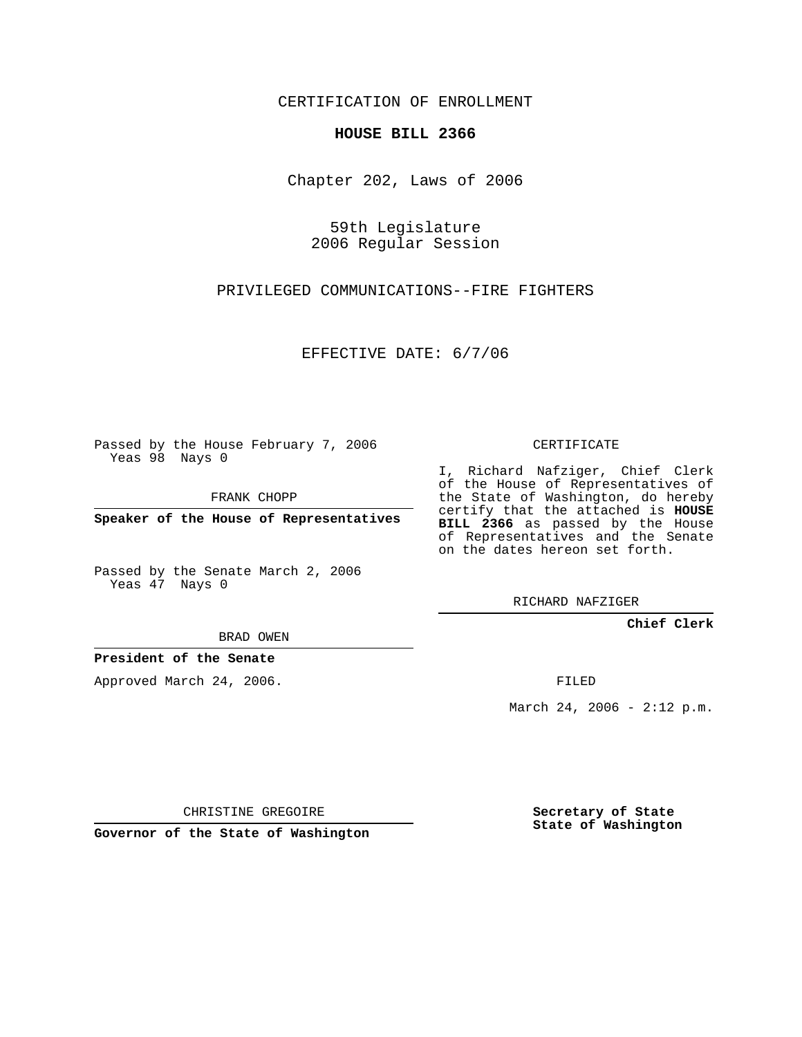CERTIFICATION OF ENROLLMENT

**HOUSE BILL 2366**

Chapter 202, Laws of 2006

59th Legislature
2006 Regular Session

PRIVILEGED COMMUNICATIONS--FIRE FIGHTERS

EFFECTIVE DATE: 6/7/06

Passed by the House February 7, 2006
Yeas 98 Nays 0

FRANK CHOPP

**Speaker of the House of Representatives**

Passed by the Senate March 2, 2006
Yeas 47 Nays 0

BRAD OWEN

**President of the Senate**

Approved March 24, 2006.

CHRISTINE GREGOIRE

**Governor of the State of Washington**

CERTIFICATE

I, Richard Nafziger, Chief Clerk of the House of Representatives of the State of Washington, do hereby certify that the attached is **HOUSE BILL 2366** as passed by the House of Representatives and the Senate on the dates hereon set forth.

RICHARD NAFZIGER

**Chief Clerk**

FILED

March 24, 2006 - 2:12 p.m.

**Secretary of State**
**State of Washington**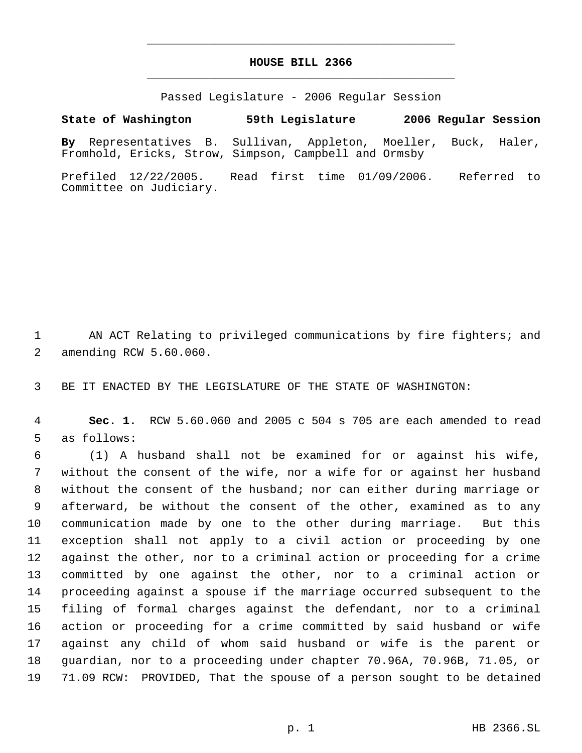# HOUSE BILL 2366

Passed Legislature - 2006 Regular Session

**State of Washington 59th Legislature 2006 Regular Session**

**By** Representatives B. Sullivan, Appleton, Moeller, Buck, Haler, Fromhold, Ericks, Strow, Simpson, Campbell and Ormsby

Prefiled 12/22/2005. Read first time 01/09/2006. Referred to Committee on Judiciary.

AN ACT Relating to privileged communications by fire fighters; and amending RCW 5.60.060.

BE IT ENACTED BY THE LEGISLATURE OF THE STATE OF WASHINGTON:

**Sec. 1.** RCW 5.60.060 and 2005 c 504 s 705 are each amended to read as follows:

(1) A husband shall not be examined for or against his wife, without the consent of the wife, nor a wife for or against her husband without the consent of the husband; nor can either during marriage or afterward, be without the consent of the other, examined as to any communication made by one to the other during marriage. But this exception shall not apply to a civil action or proceeding by one against the other, nor to a criminal action or proceeding for a crime committed by one against the other, nor to a criminal action or proceeding against a spouse if the marriage occurred subsequent to the filing of formal charges against the defendant, nor to a criminal action or proceeding for a crime committed by said husband or wife against any child of whom said husband or wife is the parent or guardian, nor to a proceeding under chapter 70.96A, 70.96B, 71.05, or 71.09 RCW: PROVIDED, That the spouse of a person sought to be detained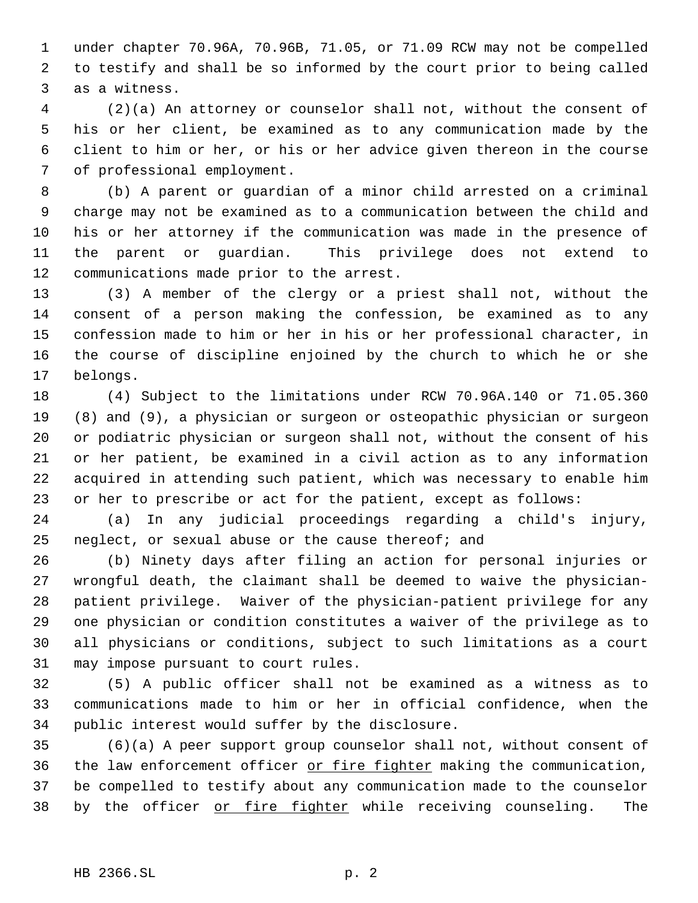under chapter 70.96A, 70.96B, 71.05, or 71.09 RCW may not be compelled to testify and shall be so informed by the court prior to being called as a witness.

(2)(a) An attorney or counselor shall not, without the consent of his or her client, be examined as to any communication made by the client to him or her, or his or her advice given thereon in the course of professional employment.

(b) A parent or guardian of a minor child arrested on a criminal charge may not be examined as to a communication between the child and his or her attorney if the communication was made in the presence of the parent or guardian. This privilege does not extend to communications made prior to the arrest.

(3) A member of the clergy or a priest shall not, without the consent of a person making the confession, be examined as to any confession made to him or her in his or her professional character, in the course of discipline enjoined by the church to which he or she belongs.

(4) Subject to the limitations under RCW 70.96A.140 or 71.05.360 (8) and (9), a physician or surgeon or osteopathic physician or surgeon or podiatric physician or surgeon shall not, without the consent of his or her patient, be examined in a civil action as to any information acquired in attending such patient, which was necessary to enable him or her to prescribe or act for the patient, except as follows:

(a) In any judicial proceedings regarding a child's injury, neglect, or sexual abuse or the cause thereof; and

(b) Ninety days after filing an action for personal injuries or wrongful death, the claimant shall be deemed to waive the physician-patient privilege. Waiver of the physician-patient privilege for any one physician or condition constitutes a waiver of the privilege as to all physicians or conditions, subject to such limitations as a court may impose pursuant to court rules.

(5) A public officer shall not be examined as a witness as to communications made to him or her in official confidence, when the public interest would suffer by the disclosure.

(6)(a) A peer support group counselor shall not, without consent of the law enforcement officer <u>or fire fighter</u> making the communication, be compelled to testify about any communication made to the counselor by the officer <u>or fire fighter</u> while receiving counseling. The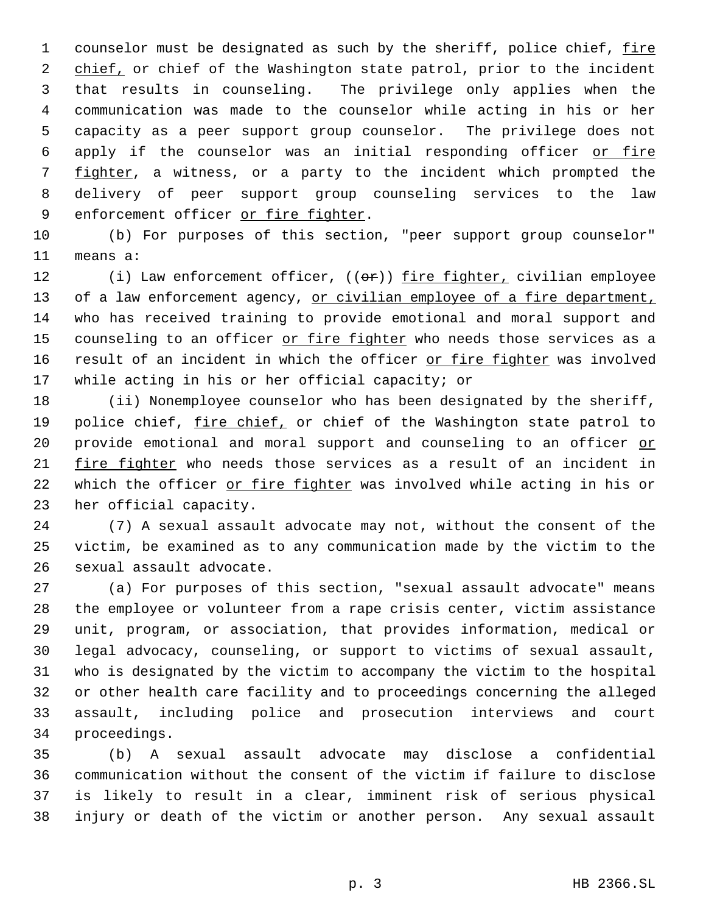counselor must be designated as such by the sheriff, police chief, fire chief, or chief of the Washington state patrol, prior to the incident that results in counseling. The privilege only applies when the communication was made to the counselor while acting in his or her capacity as a peer support group counselor. The privilege does not apply if the counselor was an initial responding officer or fire fighter, a witness, or a party to the incident which prompted the delivery of peer support group counseling services to the law enforcement officer or fire fighter.

(b) For purposes of this section, "peer support group counselor" means a:

(i) Law enforcement officer, ((or)) fire fighter, civilian employee of a law enforcement agency, or civilian employee of a fire department, who has received training to provide emotional and moral support and counseling to an officer or fire fighter who needs those services as a result of an incident in which the officer or fire fighter was involved while acting in his or her official capacity; or

(ii) Nonemployee counselor who has been designated by the sheriff, police chief, fire chief, or chief of the Washington state patrol to provide emotional and moral support and counseling to an officer or fire fighter who needs those services as a result of an incident in which the officer or fire fighter was involved while acting in his or her official capacity.

(7) A sexual assault advocate may not, without the consent of the victim, be examined as to any communication made by the victim to the sexual assault advocate.

(a) For purposes of this section, "sexual assault advocate" means the employee or volunteer from a rape crisis center, victim assistance unit, program, or association, that provides information, medical or legal advocacy, counseling, or support to victims of sexual assault, who is designated by the victim to accompany the victim to the hospital or other health care facility and to proceedings concerning the alleged assault, including police and prosecution interviews and court proceedings.

(b) A sexual assault advocate may disclose a confidential communication without the consent of the victim if failure to disclose is likely to result in a clear, imminent risk of serious physical injury or death of the victim or another person. Any sexual assault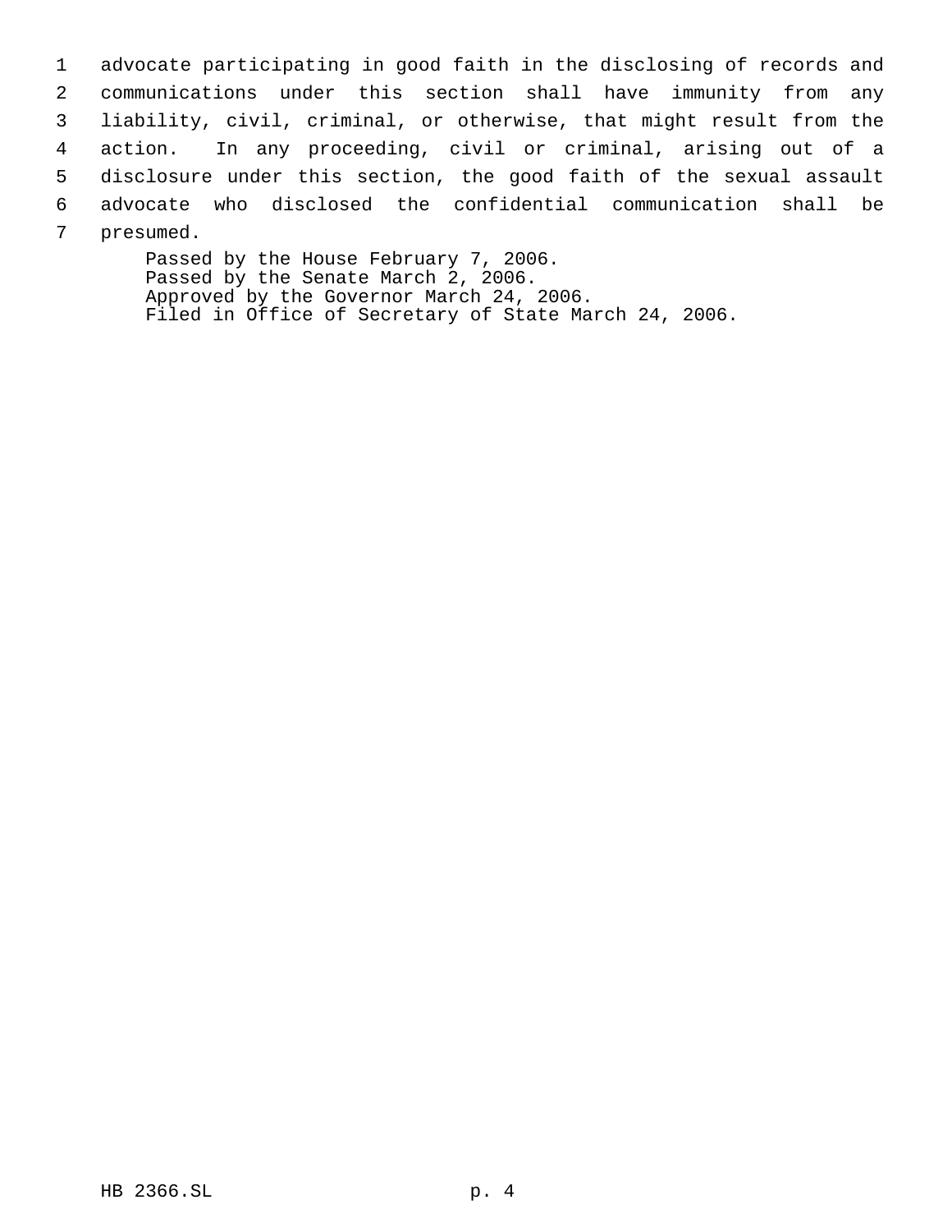advocate participating in good faith in the disclosing of records and communications under this section shall have immunity from any liability, civil, criminal, or otherwise, that might result from the action. In any proceeding, civil or criminal, arising out of a disclosure under this section, the good faith of the sexual assault advocate who disclosed the confidential communication shall be presumed.

Passed by the House February 7, 2006.
Passed by the Senate March 2, 2006.
Approved by the Governor March 24, 2006.
Filed in Office of Secretary of State March 24, 2006.